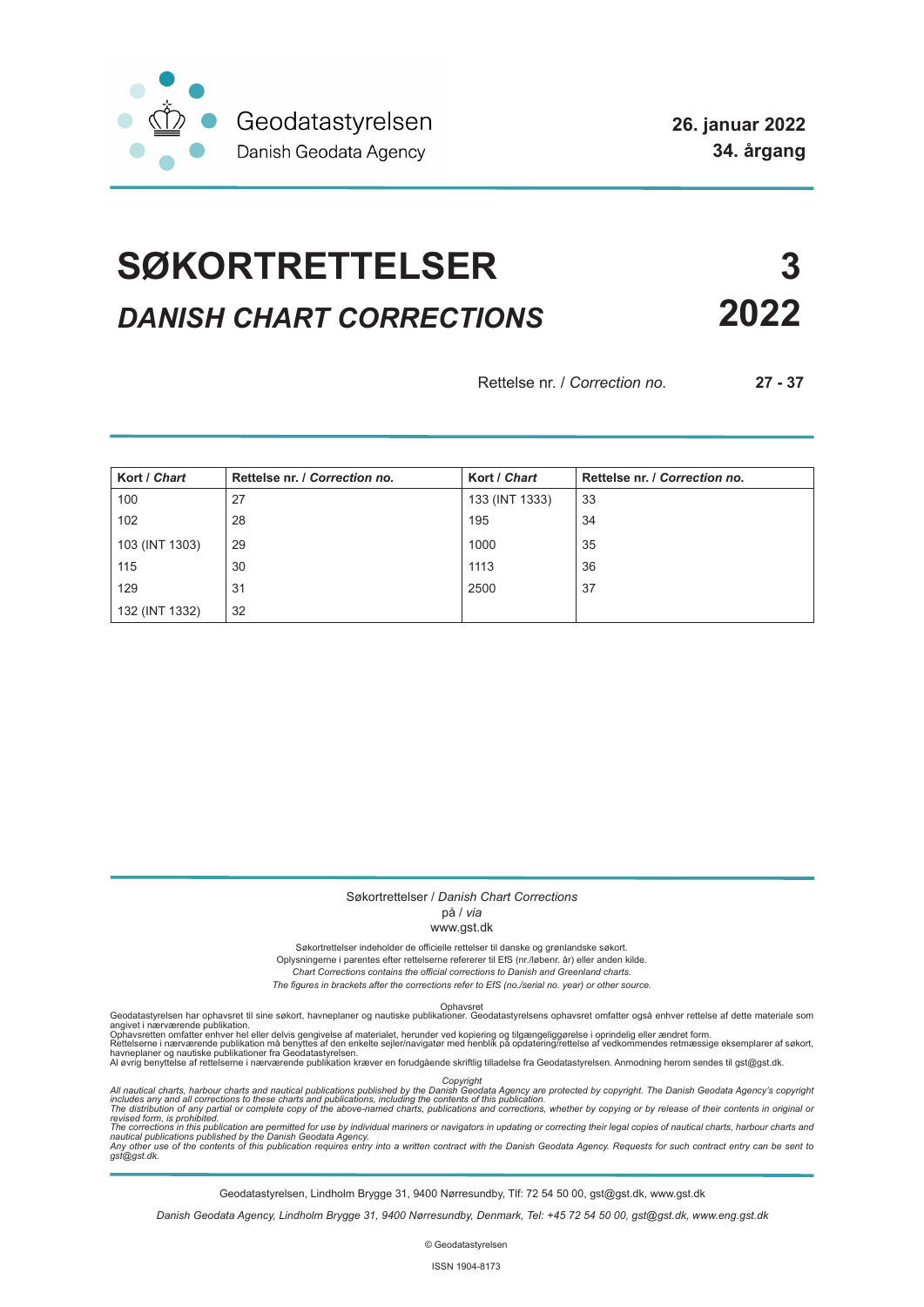Geodatastyrelsen
Danish Geodata Agency

**26. januar 2022**
**34. årgang**

# SØKORTRETTELSER 3

## *DANISH CHART CORRECTIONS* 2022

Rettelse nr. / *Correction no.* **27 - 37**

| Kort / *Chart* | Rettelse nr. / *Correction no.* | Kort / *Chart* | Rettelse nr. / *Correction no.* |
|---|---|---|---|
| 100 | 27 | 133 (INT 1333) | 33 |
| 102 | 28 | 195 | 34 |
| 103 (INT 1303) | 29 | 1000 | 35 |
| 115 | 30 | 1113 | 36 |
| 129 | 31 | 2500 | 37 |
| 132 (INT 1332) | 32 | | |

Søkortrettelser / *Danish Chart Corrections*
på / *via*
www.gst.dk

Søkortrettelser indeholder de officielle rettelser til danske og grønlandske søkort.
Oplysningerne i parentes efter rettelserne refererer til EfS (nr./løbenr. år) eller anden kilde.
*Chart Corrections contains the official corrections to Danish and Greenland charts.*
*The figures in brackets after the corrections refer to EfS (no./serial no. year) or other source.*

Ophavsret
Geodatastyrelsen har ophavsret til sine søkort, havneplaner og nautiske publikationer. Geodatastyrelsens ophavsret omfatter også enhver rettelse af dette materiale som angivet i nærværende publikation.
Ophavsretten omfatter enhver hel eller delvis gengivelse af materialet, herunder ved kopiering og tilgængeliggørelse i oprindelig eller ændret form.
Rettelserne i nærværende publikation må benyttes af den enkelte sejler/navigatør med henblik på opdatering/rettelse af vedkommendes retmæssige eksemplarer af søkort, havneplaner og nautiske publikationer fra Geodatastyrelsen.
Al øvrig benyttelse af rettelserne i nærværende publikation kræver en forudgående skriftlig tilladelse fra Geodatastyrelsen. Anmodning herom sendes til gst@gst.dk.

*Copyright*
*All nautical charts, harbour charts and nautical publications published by the Danish Geodata Agency are protected by copyright. The Danish Geodata Agency's copyright includes any and all corrections to these charts and publications, including the contents of this publication.*
*The distribution of any partial or complete copy of the above-named charts, publications and corrections, whether by copying or by release of their contents in original or revised form, is prohibited.*
*The corrections in this publication are permitted for use by individual mariners or navigators in updating or correcting their legal copies of nautical charts, harbour charts and nautical publications published by the Danish Geodata Agency.*
*Any other use of the contents of this publication requires entry into a written contract with the Danish Geodata Agency. Requests for such contract entry can be sent to gst@gst.dk.*

Geodatastyrelsen, Lindholm Brygge 31, 9400 Nørresundby, Tlf: 72 54 50 00, gst@gst.dk, www.gst.dk

*Danish Geodata Agency, Lindholm Brygge 31, 9400 Nørresundby, Denmark, Tel: +45 72 54 50 00, gst@gst.dk, www.eng.gst.dk*

© Geodatastyrelsen

ISSN 1904-8173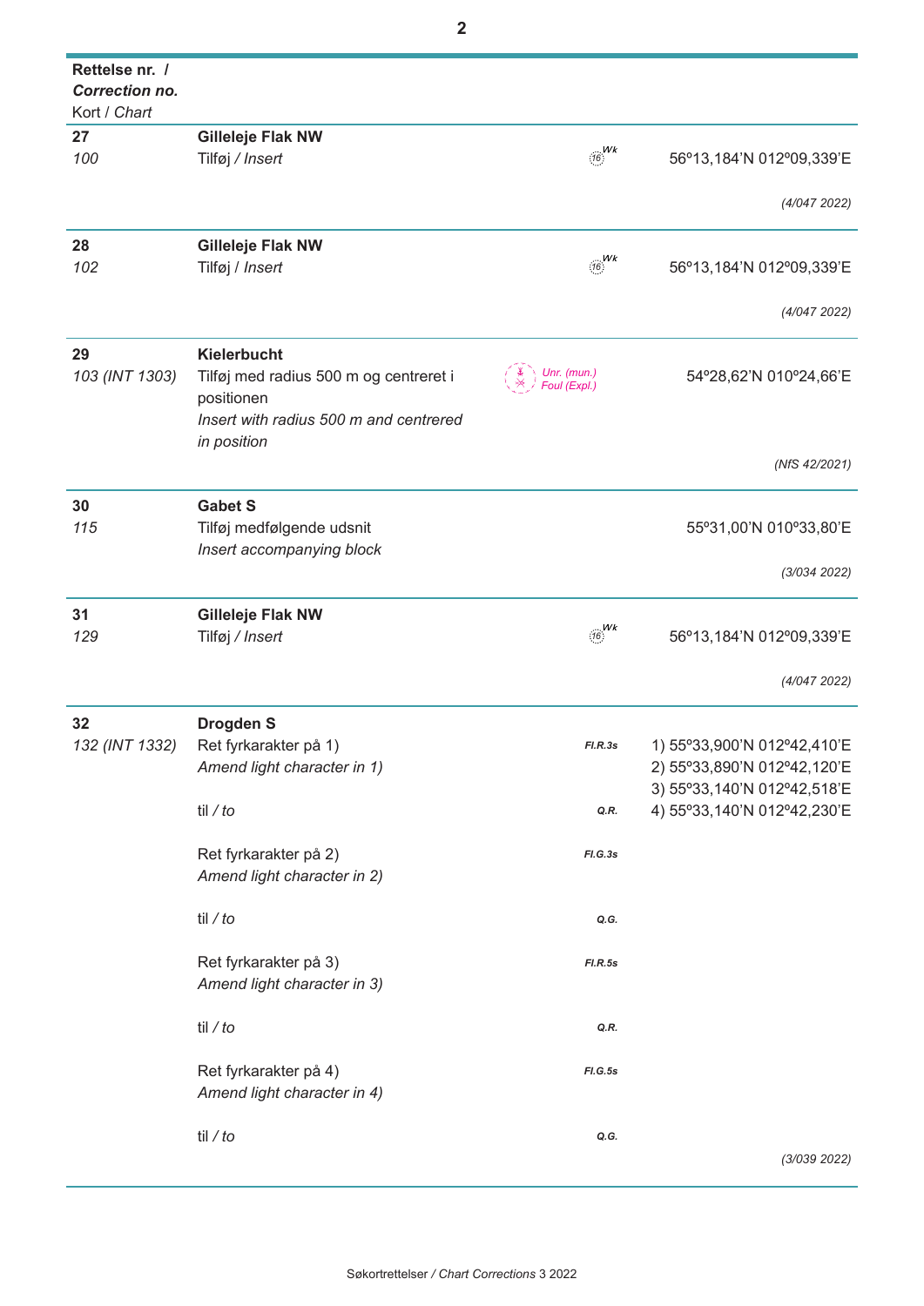| Rettelse nr. / *Correction no.* Kort / *Chart* | | | |
|---|---|---|---|
| **27** *100* | **Gilleleje Flak NW** Tilføj / *Insert* | 16 Wk | 56º13,184'N 012º09,339'E *(4/047 2022)* |
| **28** *102* | **Gilleleje Flak NW** Tilføj / *Insert* | 16 Wk | 56º13,184'N 012º09,339'E *(4/047 2022)* |
| **29** *103 (INT 1303)* | **Kielerbucht** Tilføj med radius 500 m og centreret i positionen *Insert with radius 500 m and centrered in position* | *Unr. (mun.) Foul (Expl.)* | 54º28,62'N 010º24,66'E *(NfS 42/2021)* |
| **30** *115* | **Gabet S** Tilføj medfølgende udsnit *Insert accompanying block* | | 55º31,00'N 010º33,80'E *(3/034 2022)* |
| **31** *129* | **Gilleleje Flak NW** Tilføj / *Insert* | 16 Wk | 56º13,184'N 012º09,339'E *(4/047 2022)* |
| **32** *132 (INT 1332)* | **Drogden S** Ret fyrkarakter på 1) *Amend light character in 1)* | *Fl.R.3s* | 1) 55º33,900'N 012º42,410'E 2) 55º33,890'N 012º42,120'E 3) 55º33,140'N 012º42,518'E 4) 55º33,140'N 012º42,230'E |
| | til / *to* | *Q.R.* | |
| | Ret fyrkarakter på 2) *Amend light character in 2)* | *Fl.G.3s* | |
| | til / *to* | *Q.G.* | |
| | Ret fyrkarakter på 3) *Amend light character in 3)* | *Fl.R.5s* | |
| | til / *to* | *Q.R.* | |
| | Ret fyrkarakter på 4) *Amend light character in 4)* | *Fl.G.5s* | |
| | til / *to* | *Q.G.* | *(3/039 2022)* |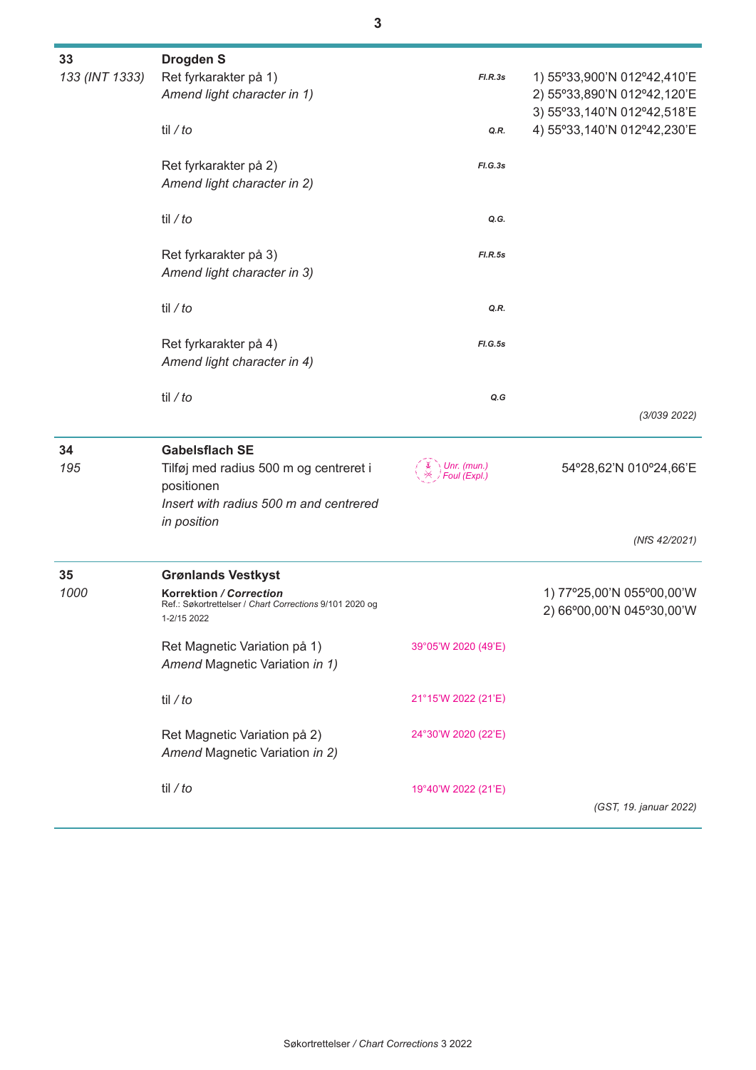**33** *133 (INT 1333)*

**Drogden S**

Ret fyrkarakter på 1)
*Amend light character in 1)* — **Fl.R.3s**

1) 55º33,900'N 012º42,410'E
2) 55º33,890'N 012º42,120'E
3) 55º33,140'N 012º42,518'E
4) 55º33,140'N 012º42,230'E

til / *to* — **Q.R.**

Ret fyrkarakter på 2)
*Amend light character in 2)* — **Fl.G.3s**

til / *to* — **Q.G.**

Ret fyrkarakter på 3)
*Amend light character in 3)* — **Fl.R.5s**

til / *to* — **Q.R.**

Ret fyrkarakter på 4)
*Amend light character in 4)* — **Fl.G.5s**

til / *to* — **Q.G**

*(3/039 2022)*

---

**34** *195*

**Gabelsflach SE**

Tilføj med radius 500 m og centreret i positionen
*Insert with radius 500 m and centred in position*

*Unr. (mun.)*
*Foul (Expl.)*

54º28,62'N 010º24,66'E

*(NfS 42/2021)*

---

**35** *1000*

**Grønlands Vestkyst**

**Korrektion / *Correction***
Ref.: Søkortrettelser / *Chart Corrections* 9/101 2020 og 1-2/15 2022

1) 77º25,00'N 055º00,00'W
2) 66º00,00'N 045º30,00'W

Ret Magnetic Variation på 1)
*Amend* Magnetic Variation *in 1)* — 39°05'W 2020 (49'E)

til / *to* — 21°15'W 2022 (21'E)

Ret Magnetic Variation på 2)
*Amend* Magnetic Variation *in 2)* — 24°30'W 2020 (22'E)

til / *to* — 19°40'W 2022 (21'E)

*(GST, 19. januar 2022)*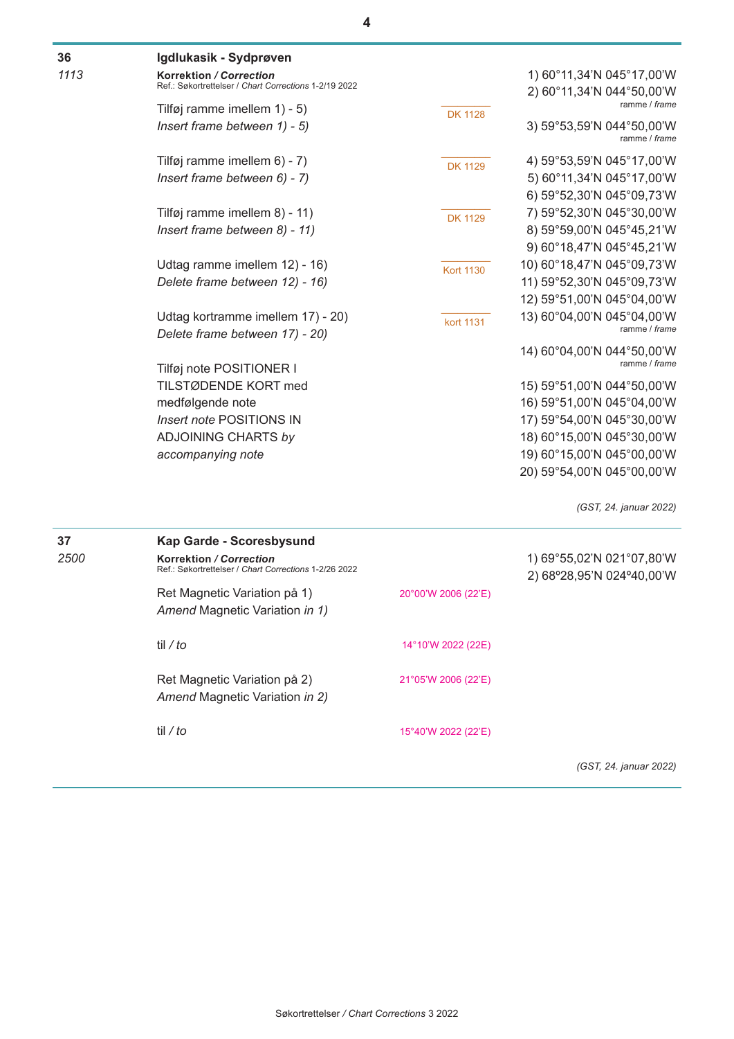## 36 — Igdlukasik - Sydprøven

*1113*

**Korrektion** / ***Correction***
Ref.: Søkortrettelser / *Chart Corrections* 1-2/19 2022

| Instruction | Chart | Positions |
|---|---|---|
| Tilføj ramme imellem 1) - 5)<br>*Insert frame between 1) - 5)* | DK 1128 | 1) 60°11,34'N 045°17,00'W<br>2) 60°11,34'N 044°50,00'W ramme / *frame*<br>3) 59°53,59'N 044°50,00'W ramme / *frame* |
| Tilføj ramme imellem 6) - 7)<br>*Insert frame between 6) - 7)* | DK 1129 | 4) 59°53,59'N 045°17,00'W<br>5) 60°11,34'N 045°17,00'W<br>6) 59°52,30'N 045°09,73'W |
| Tilføj ramme imellem 8) - 11)<br>*Insert frame between 8) - 11)* | DK 1129 | 7) 59°52,30'N 045°30,00'W<br>8) 59°59,00'N 045°45,21'W<br>9) 60°18,47'N 045°45,21'W |
| Udtag ramme imellem 12) - 16)<br>*Delete frame between 12) - 16)* | Kort 1130 | 10) 60°18,47'N 045°09,73'W<br>11) 59°52,30'N 045°09,73'W<br>12) 59°51,00'N 045°04,00'W |
| Udtag kortramme imellem 17) - 20)<br>*Delete frame between 17) - 20)* | kort 1131 | 13) 60°04,00'N 045°04,00'W ramme / *frame*<br>14) 60°04,00'N 044°50,00'W ramme / *frame* |
| Tilføj note POSITIONER I TILSTØDENDE KORT med medfølgende note<br>*Insert note* POSITIONS IN ADJOINING CHARTS *by accompanying note* | | 15) 59°51,00'N 044°50,00'W<br>16) 59°51,00'N 045°04,00'W<br>17) 59°54,00'N 045°30,00'W<br>18) 60°15,00'N 045°30,00'W<br>19) 60°15,00'N 045°00,00'W<br>20) 59°54,00'N 045°00,00'W |

*(GST, 24. januar 2022)*

## 37 — Kap Garde - Scoresbysund

*2500*

**Korrektion** / ***Correction***
Ref.: Søkortrettelser / *Chart Corrections* 1-2/26 2022

1) 69°55,02'N 021°07,80'W
2) 68°28,95'N 024°40,00'W

| Instruction | Value |
|---|---|
| Ret Magnetic Variation på 1)<br>*Amend* Magnetic Variation *in 1)* | 20°00'W 2006 (22'E) |
| til / *to* | 14°10'W 2022 (22E) |
| Ret Magnetic Variation på 2)<br>*Amend* Magnetic Variation *in 2)* | 21°05'W 2006 (22'E) |
| til / *to* | 15°40'W 2022 (22'E) |

*(GST, 24. januar 2022)*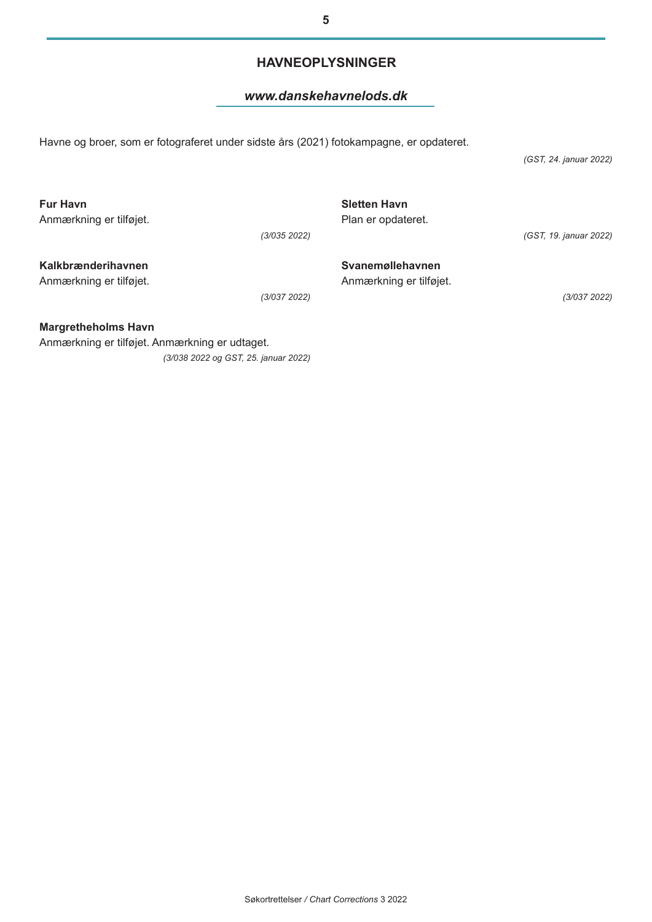## HAVNEOPLYSNINGER

***www.danskehavnelods.dk***

Havne og broer, som er fotograferet under sidste års (2021) fotokampagne, er opdateret.

*(GST, 24. januar 2022)*

**Fur Havn**
Anmærkning er tilføjet.

*(3/035 2022)*

**Kalkbrænderihavnen**
Anmærkning er tilføjet.

*(3/037 2022)*

**Margretheholms Havn**
Anmærkning er tilføjet. Anmærkning er udtaget.

*(3/038 2022 og GST, 25. januar 2022)*

**Sletten Havn**
Plan er opdateret.

*(GST, 19. januar 2022)*

**Svanemøllehavnen**
Anmærkning er tilføjet.

*(3/037 2022)*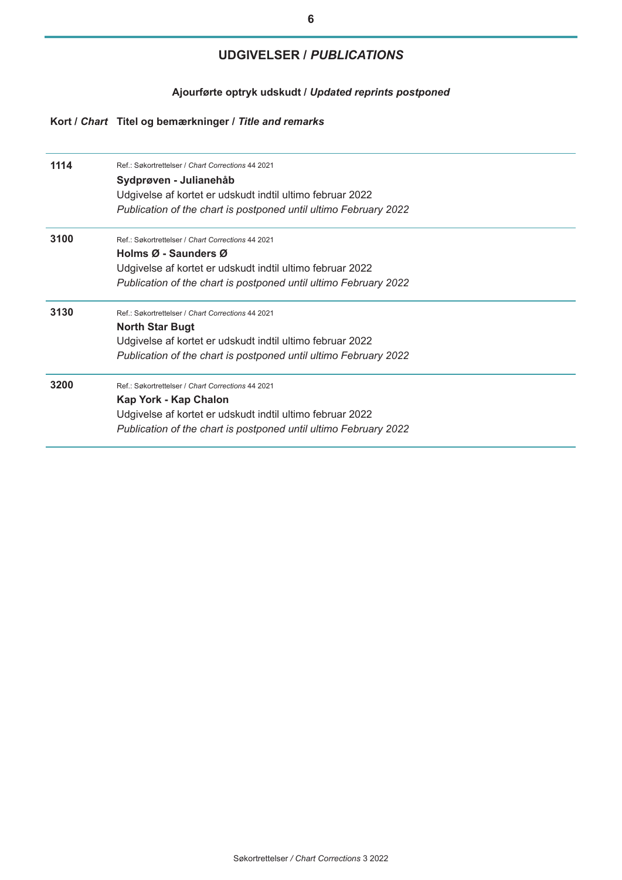## UDGIVELSER / *PUBLICATIONS*

### Ajourførte optryk udskudt / *Updated reprints postponed*

| Kort / *Chart* | Titel og bemærkninger / *Title and remarks* |
|---|---|
| **1114** | Ref.: Søkortrettelser / *Chart Corrections* 44 2021<br>**Sydprøven - Julianehåb**<br>Udgivelse af kortet er udskudt indtil ultimo februar 2022<br>*Publication of the chart is postponed until ultimo February 2022* |
| **3100** | Ref.: Søkortrettelser / *Chart Corrections* 44 2021<br>**Holms Ø - Saunders Ø**<br>Udgivelse af kortet er udskudt indtil ultimo februar 2022<br>*Publication of the chart is postponed until ultimo February 2022* |
| **3130** | Ref.: Søkortrettelser / *Chart Corrections* 44 2021<br>**North Star Bugt**<br>Udgivelse af kortet er udskudt indtil ultimo februar 2022<br>*Publication of the chart is postponed until ultimo February 2022* |
| **3200** | Ref.: Søkortrettelser / *Chart Corrections* 44 2021<br>**Kap York - Kap Chalon**<br>Udgivelse af kortet er udskudt indtil ultimo februar 2022<br>*Publication of the chart is postponed until ultimo February 2022* |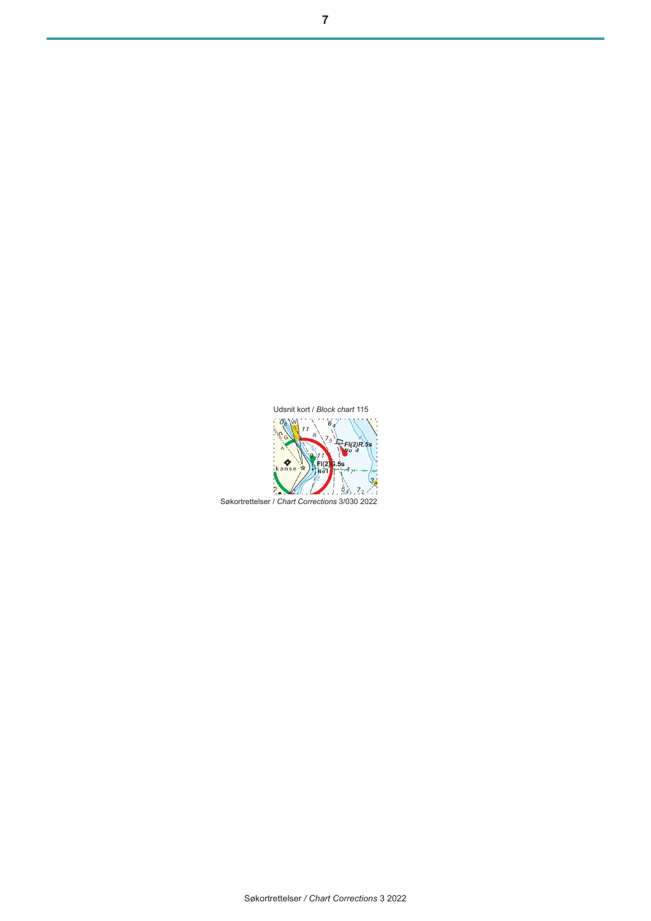Udsnit kort / *Block chart* 115

Søkortrettelser / *Chart Corrections* 3/030 2022